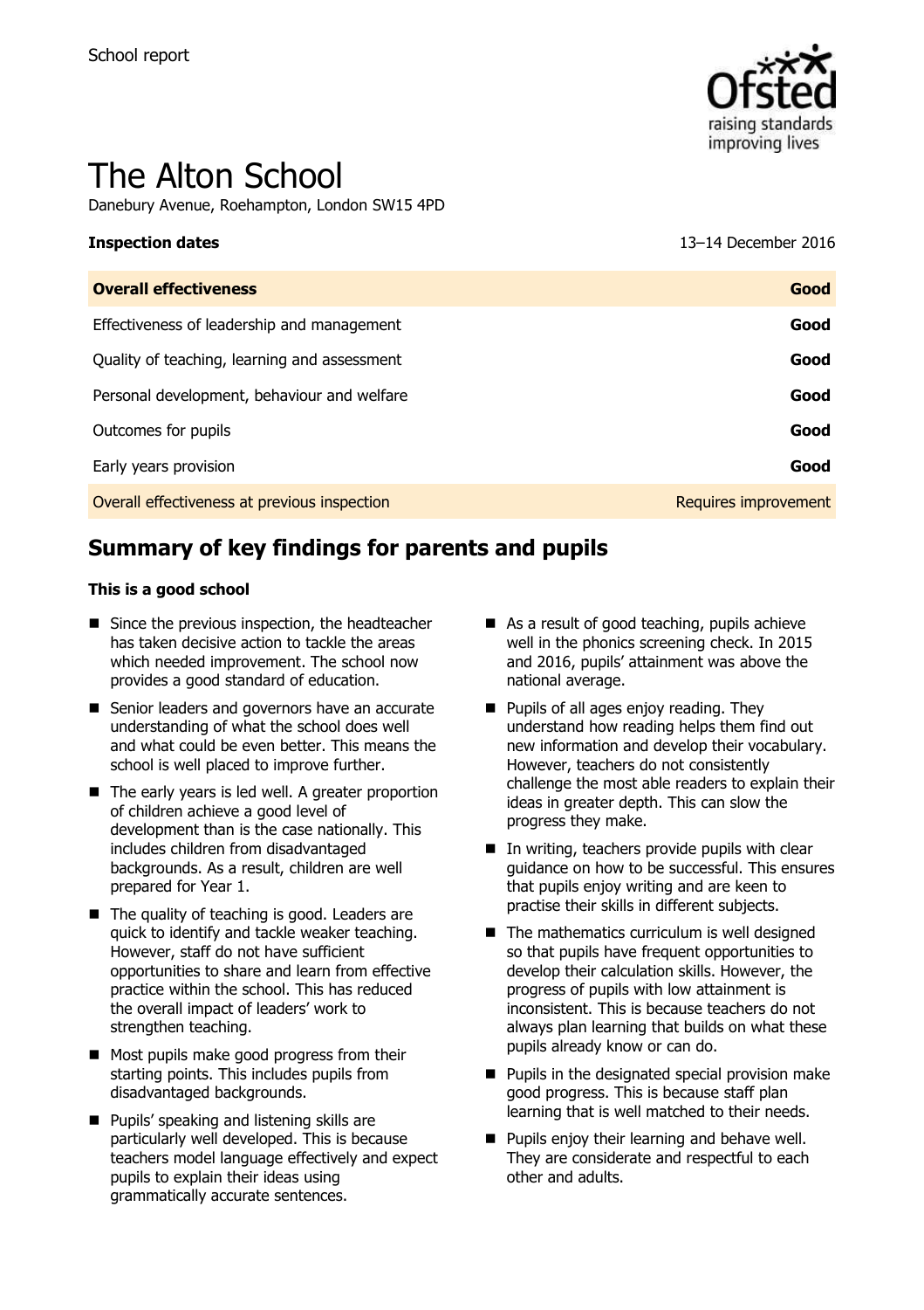School report

# The Alton School

Danebury Avenue, Roehampton, London SW15 4PD

| **Inspection dates** | 13–14 December 2016 |
| --- | --- |
| **Overall effectiveness** | **Good** |
| Effectiveness of leadership and management | **Good** |
| Quality of teaching, learning and assessment | **Good** |
| Personal development, behaviour and welfare | **Good** |
| Outcomes for pupils | **Good** |
| Early years provision | **Good** |
| Overall effectiveness at previous inspection | Requires improvement |

## Summary of key findings for parents and pupils

**This is a good school**

- Since the previous inspection, the headteacher has taken decisive action to tackle the areas which needed improvement. The school now provides a good standard of education.
- Senior leaders and governors have an accurate understanding of what the school does well and what could be even better. This means the school is well placed to improve further.
- The early years is led well. A greater proportion of children achieve a good level of development than is the case nationally. This includes children from disadvantaged backgrounds. As a result, children are well prepared for Year 1.
- The quality of teaching is good. Leaders are quick to identify and tackle weaker teaching. However, staff do not have sufficient opportunities to share and learn from effective practice within the school. This has reduced the overall impact of leaders' work to strengthen teaching.
- Most pupils make good progress from their starting points. This includes pupils from disadvantaged backgrounds.
- Pupils' speaking and listening skills are particularly well developed. This is because teachers model language effectively and expect pupils to explain their ideas using grammatically accurate sentences.
- As a result of good teaching, pupils achieve well in the phonics screening check. In 2015 and 2016, pupils' attainment was above the national average.
- Pupils of all ages enjoy reading. They understand how reading helps them find out new information and develop their vocabulary. However, teachers do not consistently challenge the most able readers to explain their ideas in greater depth. This can slow the progress they make.
- In writing, teachers provide pupils with clear guidance on how to be successful. This ensures that pupils enjoy writing and are keen to practise their skills in different subjects.
- The mathematics curriculum is well designed so that pupils have frequent opportunities to develop their calculation skills. However, the progress of pupils with low attainment is inconsistent. This is because teachers do not always plan learning that builds on what these pupils already know or can do.
- Pupils in the designated special provision make good progress. This is because staff plan learning that is well matched to their needs.
- Pupils enjoy their learning and behave well. They are considerate and respectful to each other and adults.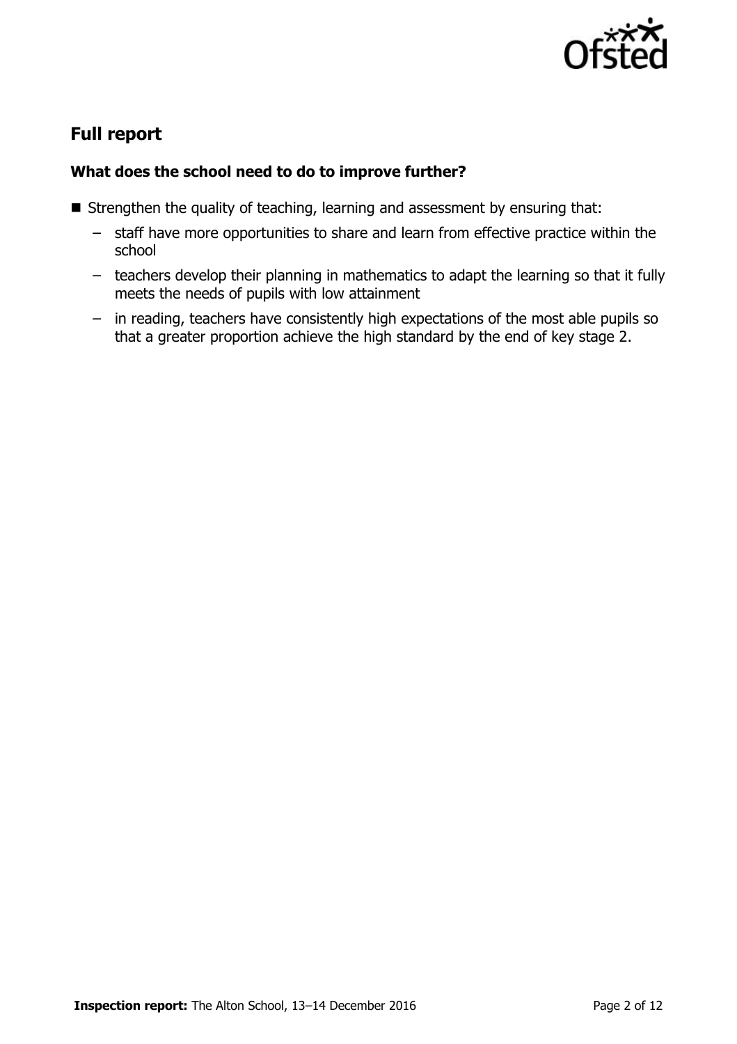## Full report

### What does the school need to do to improve further?

- Strengthen the quality of teaching, learning and assessment by ensuring that:
  - staff have more opportunities to share and learn from effective practice within the school
  - teachers develop their planning in mathematics to adapt the learning so that it fully meets the needs of pupils with low attainment
  - in reading, teachers have consistently high expectations of the most able pupils so that a greater proportion achieve the high standard by the end of key stage 2.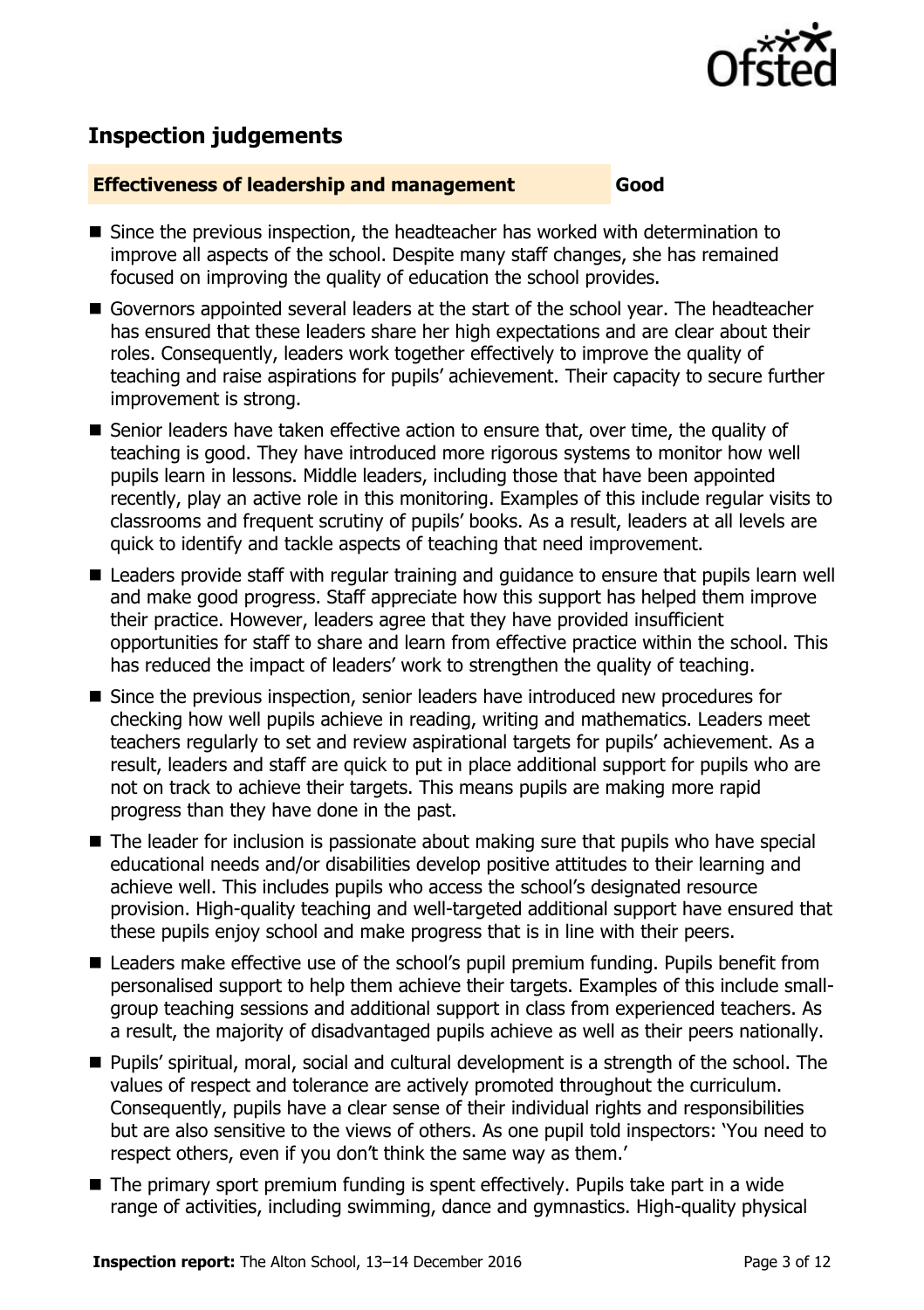## Inspection judgements

| Effectiveness of leadership and management | Good |
| --- | --- |

- Since the previous inspection, the headteacher has worked with determination to improve all aspects of the school. Despite many staff changes, she has remained focused on improving the quality of education the school provides.
- Governors appointed several leaders at the start of the school year. The headteacher has ensured that these leaders share her high expectations and are clear about their roles. Consequently, leaders work together effectively to improve the quality of teaching and raise aspirations for pupils' achievement. Their capacity to secure further improvement is strong.
- Senior leaders have taken effective action to ensure that, over time, the quality of teaching is good. They have introduced more rigorous systems to monitor how well pupils learn in lessons. Middle leaders, including those that have been appointed recently, play an active role in this monitoring. Examples of this include regular visits to classrooms and frequent scrutiny of pupils' books. As a result, leaders at all levels are quick to identify and tackle aspects of teaching that need improvement.
- Leaders provide staff with regular training and guidance to ensure that pupils learn well and make good progress. Staff appreciate how this support has helped them improve their practice. However, leaders agree that they have provided insufficient opportunities for staff to share and learn from effective practice within the school. This has reduced the impact of leaders' work to strengthen the quality of teaching.
- Since the previous inspection, senior leaders have introduced new procedures for checking how well pupils achieve in reading, writing and mathematics. Leaders meet teachers regularly to set and review aspirational targets for pupils' achievement. As a result, leaders and staff are quick to put in place additional support for pupils who are not on track to achieve their targets. This means pupils are making more rapid progress than they have done in the past.
- The leader for inclusion is passionate about making sure that pupils who have special educational needs and/or disabilities develop positive attitudes to their learning and achieve well. This includes pupils who access the school's designated resource provision. High-quality teaching and well-targeted additional support have ensured that these pupils enjoy school and make progress that is in line with their peers.
- Leaders make effective use of the school's pupil premium funding. Pupils benefit from personalised support to help them achieve their targets. Examples of this include small-group teaching sessions and additional support in class from experienced teachers. As a result, the majority of disadvantaged pupils achieve as well as their peers nationally.
- Pupils' spiritual, moral, social and cultural development is a strength of the school. The values of respect and tolerance are actively promoted throughout the curriculum. Consequently, pupils have a clear sense of their individual rights and responsibilities but are also sensitive to the views of others. As one pupil told inspectors: 'You need to respect others, even if you don't think the same way as them.'
- The primary sport premium funding is spent effectively. Pupils take part in a wide range of activities, including swimming, dance and gymnastics. High-quality physical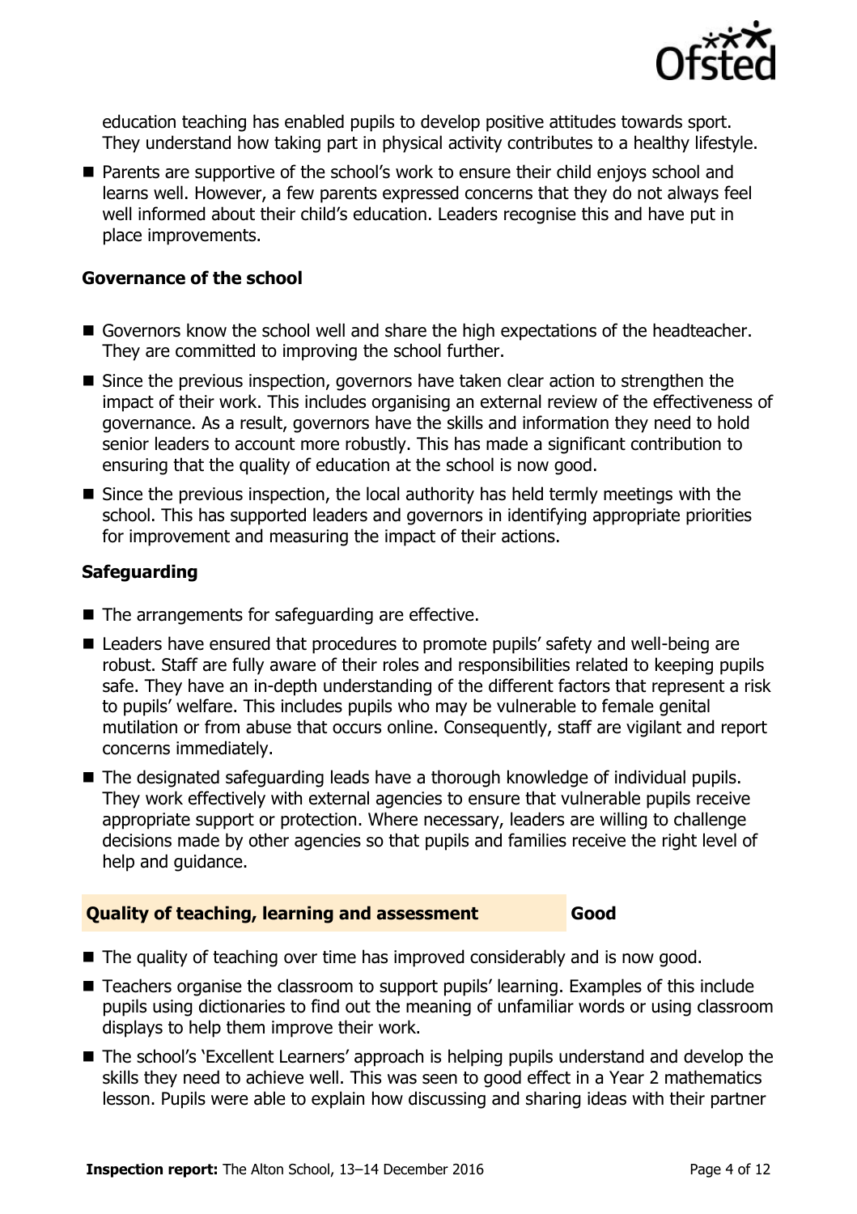education teaching has enabled pupils to develop positive attitudes towards sport. They understand how taking part in physical activity contributes to a healthy lifestyle.

- Parents are supportive of the school's work to ensure their child enjoys school and learns well. However, a few parents expressed concerns that they do not always feel well informed about their child's education. Leaders recognise this and have put in place improvements.

### Governance of the school

- Governors know the school well and share the high expectations of the headteacher. They are committed to improving the school further.
- Since the previous inspection, governors have taken clear action to strengthen the impact of their work. This includes organising an external review of the effectiveness of governance. As a result, governors have the skills and information they need to hold senior leaders to account more robustly. This has made a significant contribution to ensuring that the quality of education at the school is now good.
- Since the previous inspection, the local authority has held termly meetings with the school. This has supported leaders and governors in identifying appropriate priorities for improvement and measuring the impact of their actions.

### Safeguarding

- The arrangements for safeguarding are effective.
- Leaders have ensured that procedures to promote pupils' safety and well-being are robust. Staff are fully aware of their roles and responsibilities related to keeping pupils safe. They have an in-depth understanding of the different factors that represent a risk to pupils' welfare. This includes pupils who may be vulnerable to female genital mutilation or from abuse that occurs online. Consequently, staff are vigilant and report concerns immediately.
- The designated safeguarding leads have a thorough knowledge of individual pupils. They work effectively with external agencies to ensure that vulnerable pupils receive appropriate support or protection. Where necessary, leaders are willing to challenge decisions made by other agencies so that pupils and families receive the right level of help and guidance.

## Quality of teaching, learning and assessment — Good

- The quality of teaching over time has improved considerably and is now good.
- Teachers organise the classroom to support pupils' learning. Examples of this include pupils using dictionaries to find out the meaning of unfamiliar words or using classroom displays to help them improve their work.
- The school's 'Excellent Learners' approach is helping pupils understand and develop the skills they need to achieve well. This was seen to good effect in a Year 2 mathematics lesson. Pupils were able to explain how discussing and sharing ideas with their partner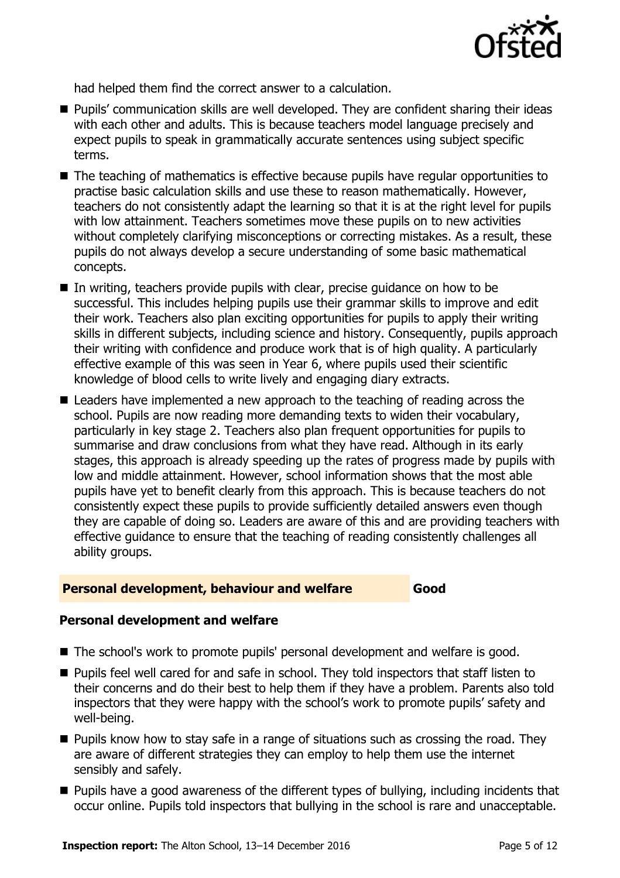had helped them find the correct answer to a calculation.

- Pupils' communication skills are well developed. They are confident sharing their ideas with each other and adults. This is because teachers model language precisely and expect pupils to speak in grammatically accurate sentences using subject specific terms.
- The teaching of mathematics is effective because pupils have regular opportunities to practise basic calculation skills and use these to reason mathematically. However, teachers do not consistently adapt the learning so that it is at the right level for pupils with low attainment. Teachers sometimes move these pupils on to new activities without completely clarifying misconceptions or correcting mistakes. As a result, these pupils do not always develop a secure understanding of some basic mathematical concepts.
- In writing, teachers provide pupils with clear, precise guidance on how to be successful. This includes helping pupils use their grammar skills to improve and edit their work. Teachers also plan exciting opportunities for pupils to apply their writing skills in different subjects, including science and history. Consequently, pupils approach their writing with confidence and produce work that is of high quality. A particularly effective example of this was seen in Year 6, where pupils used their scientific knowledge of blood cells to write lively and engaging diary extracts.
- Leaders have implemented a new approach to the teaching of reading across the school. Pupils are now reading more demanding texts to widen their vocabulary, particularly in key stage 2. Teachers also plan frequent opportunities for pupils to summarise and draw conclusions from what they have read. Although in its early stages, this approach is already speeding up the rates of progress made by pupils with low and middle attainment. However, school information shows that the most able pupils have yet to benefit clearly from this approach. This is because teachers do not consistently expect these pupils to provide sufficiently detailed answers even though they are capable of doing so. Leaders are aware of this and are providing teachers with effective guidance to ensure that the teaching of reading consistently challenges all ability groups.

## Personal development, behaviour and welfare — Good

### Personal development and welfare

- The school's work to promote pupils' personal development and welfare is good.
- Pupils feel well cared for and safe in school. They told inspectors that staff listen to their concerns and do their best to help them if they have a problem. Parents also told inspectors that they were happy with the school's work to promote pupils' safety and well-being.
- Pupils know how to stay safe in a range of situations such as crossing the road. They are aware of different strategies they can employ to help them use the internet sensibly and safely.
- Pupils have a good awareness of the different types of bullying, including incidents that occur online. Pupils told inspectors that bullying in the school is rare and unacceptable.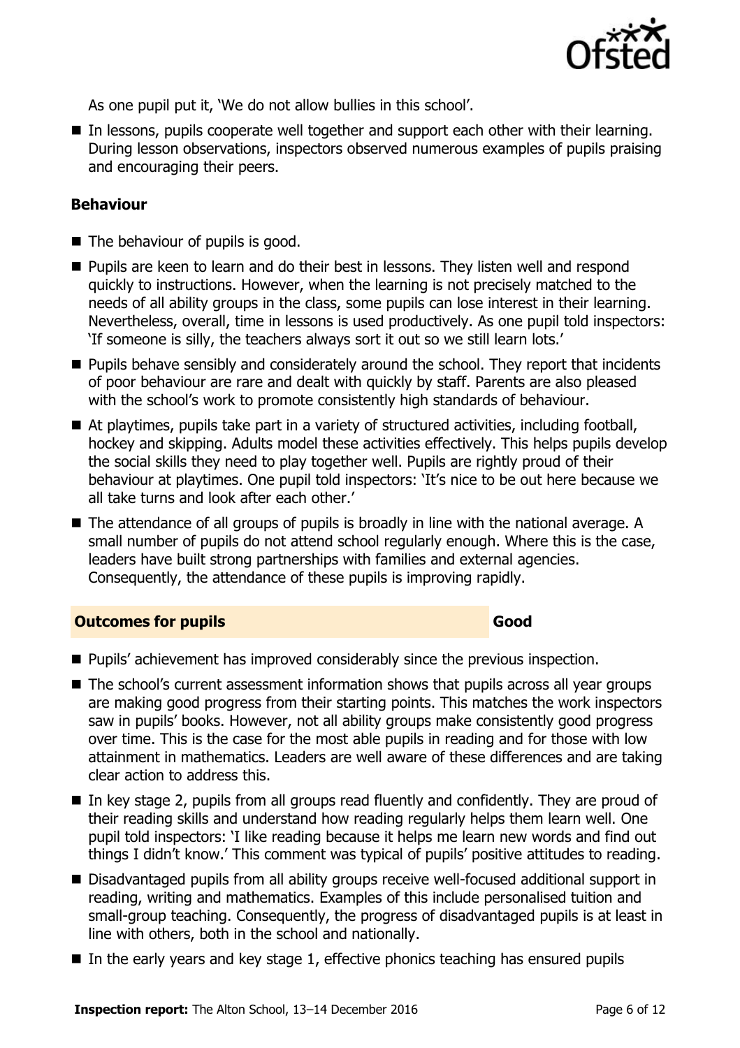As one pupil put it, 'We do not allow bullies in this school'.

- In lessons, pupils cooperate well together and support each other with their learning. During lesson observations, inspectors observed numerous examples of pupils praising and encouraging their peers.

### Behaviour

- The behaviour of pupils is good.
- Pupils are keen to learn and do their best in lessons. They listen well and respond quickly to instructions. However, when the learning is not precisely matched to the needs of all ability groups in the class, some pupils can lose interest in their learning. Nevertheless, overall, time in lessons is used productively. As one pupil told inspectors: 'If someone is silly, the teachers always sort it out so we still learn lots.'
- Pupils behave sensibly and considerately around the school. They report that incidents of poor behaviour are rare and dealt with quickly by staff. Parents are also pleased with the school's work to promote consistently high standards of behaviour.
- At playtimes, pupils take part in a variety of structured activities, including football, hockey and skipping. Adults model these activities effectively. This helps pupils develop the social skills they need to play together well. Pupils are rightly proud of their behaviour at playtimes. One pupil told inspectors: 'It's nice to be out here because we all take turns and look after each other.'
- The attendance of all groups of pupils is broadly in line with the national average. A small number of pupils do not attend school regularly enough. Where this is the case, leaders have built strong partnerships with families and external agencies. Consequently, the attendance of these pupils is improving rapidly.

## Outcomes for pupils — Good

- Pupils' achievement has improved considerably since the previous inspection.
- The school's current assessment information shows that pupils across all year groups are making good progress from their starting points. This matches the work inspectors saw in pupils' books. However, not all ability groups make consistently good progress over time. This is the case for the most able pupils in reading and for those with low attainment in mathematics. Leaders are well aware of these differences and are taking clear action to address this.
- In key stage 2, pupils from all groups read fluently and confidently. They are proud of their reading skills and understand how reading regularly helps them learn well. One pupil told inspectors: 'I like reading because it helps me learn new words and find out things I didn't know.' This comment was typical of pupils' positive attitudes to reading.
- Disadvantaged pupils from all ability groups receive well-focused additional support in reading, writing and mathematics. Examples of this include personalised tuition and small-group teaching. Consequently, the progress of disadvantaged pupils is at least in line with others, both in the school and nationally.
- In the early years and key stage 1, effective phonics teaching has ensured pupils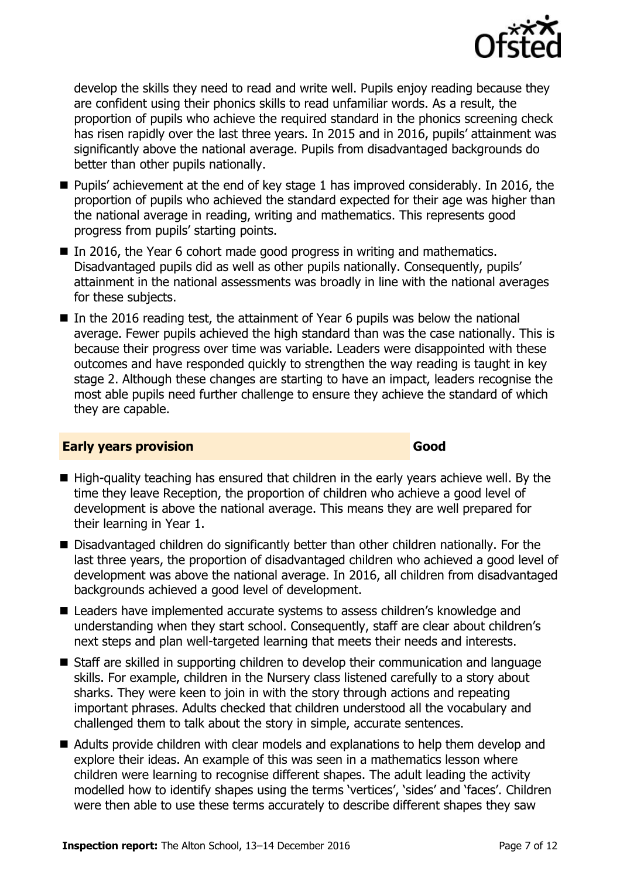develop the skills they need to read and write well. Pupils enjoy reading because they are confident using their phonics skills to read unfamiliar words. As a result, the proportion of pupils who achieve the required standard in the phonics screening check has risen rapidly over the last three years. In 2015 and in 2016, pupils' attainment was significantly above the national average. Pupils from disadvantaged backgrounds do better than other pupils nationally.

- Pupils' achievement at the end of key stage 1 has improved considerably. In 2016, the proportion of pupils who achieved the standard expected for their age was higher than the national average in reading, writing and mathematics. This represents good progress from pupils' starting points.
- In 2016, the Year 6 cohort made good progress in writing and mathematics. Disadvantaged pupils did as well as other pupils nationally. Consequently, pupils' attainment in the national assessments was broadly in line with the national averages for these subjects.
- In the 2016 reading test, the attainment of Year 6 pupils was below the national average. Fewer pupils achieved the high standard than was the case nationally. This is because their progress over time was variable. Leaders were disappointed with these outcomes and have responded quickly to strengthen the way reading is taught in key stage 2. Although these changes are starting to have an impact, leaders recognise the most able pupils need further challenge to ensure they achieve the standard of which they are capable.

## Early years provision — Good

- High-quality teaching has ensured that children in the early years achieve well. By the time they leave Reception, the proportion of children who achieve a good level of development is above the national average. This means they are well prepared for their learning in Year 1.
- Disadvantaged children do significantly better than other children nationally. For the last three years, the proportion of disadvantaged children who achieved a good level of development was above the national average. In 2016, all children from disadvantaged backgrounds achieved a good level of development.
- Leaders have implemented accurate systems to assess children's knowledge and understanding when they start school. Consequently, staff are clear about children's next steps and plan well-targeted learning that meets their needs and interests.
- Staff are skilled in supporting children to develop their communication and language skills. For example, children in the Nursery class listened carefully to a story about sharks. They were keen to join in with the story through actions and repeating important phrases. Adults checked that children understood all the vocabulary and challenged them to talk about the story in simple, accurate sentences.
- Adults provide children with clear models and explanations to help them develop and explore their ideas. An example of this was seen in a mathematics lesson where children were learning to recognise different shapes. The adult leading the activity modelled how to identify shapes using the terms 'vertices', 'sides' and 'faces'. Children were then able to use these terms accurately to describe different shapes they saw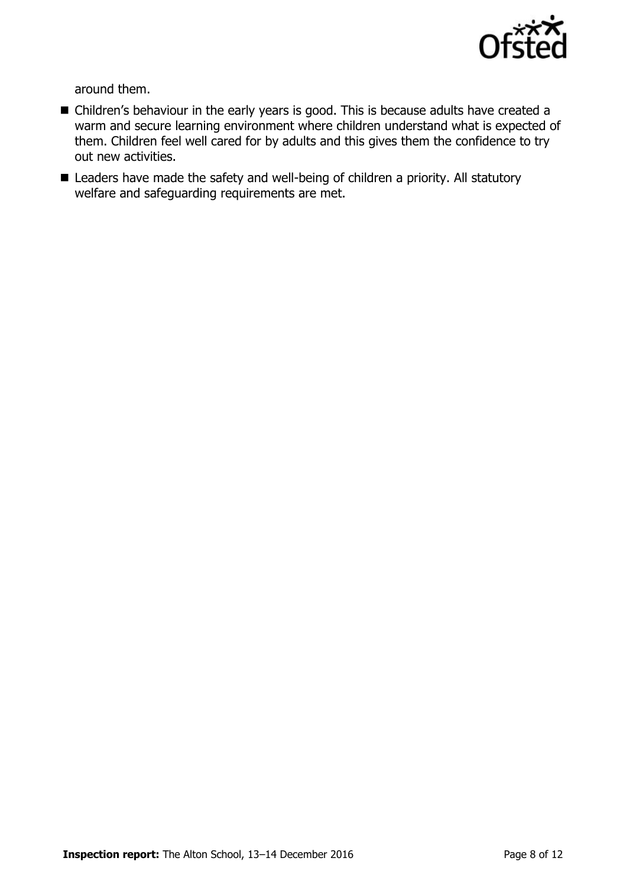around them.

- Children's behaviour in the early years is good. This is because adults have created a warm and secure learning environment where children understand what is expected of them. Children feel well cared for by adults and this gives them the confidence to try out new activities.
- Leaders have made the safety and well-being of children a priority. All statutory welfare and safeguarding requirements are met.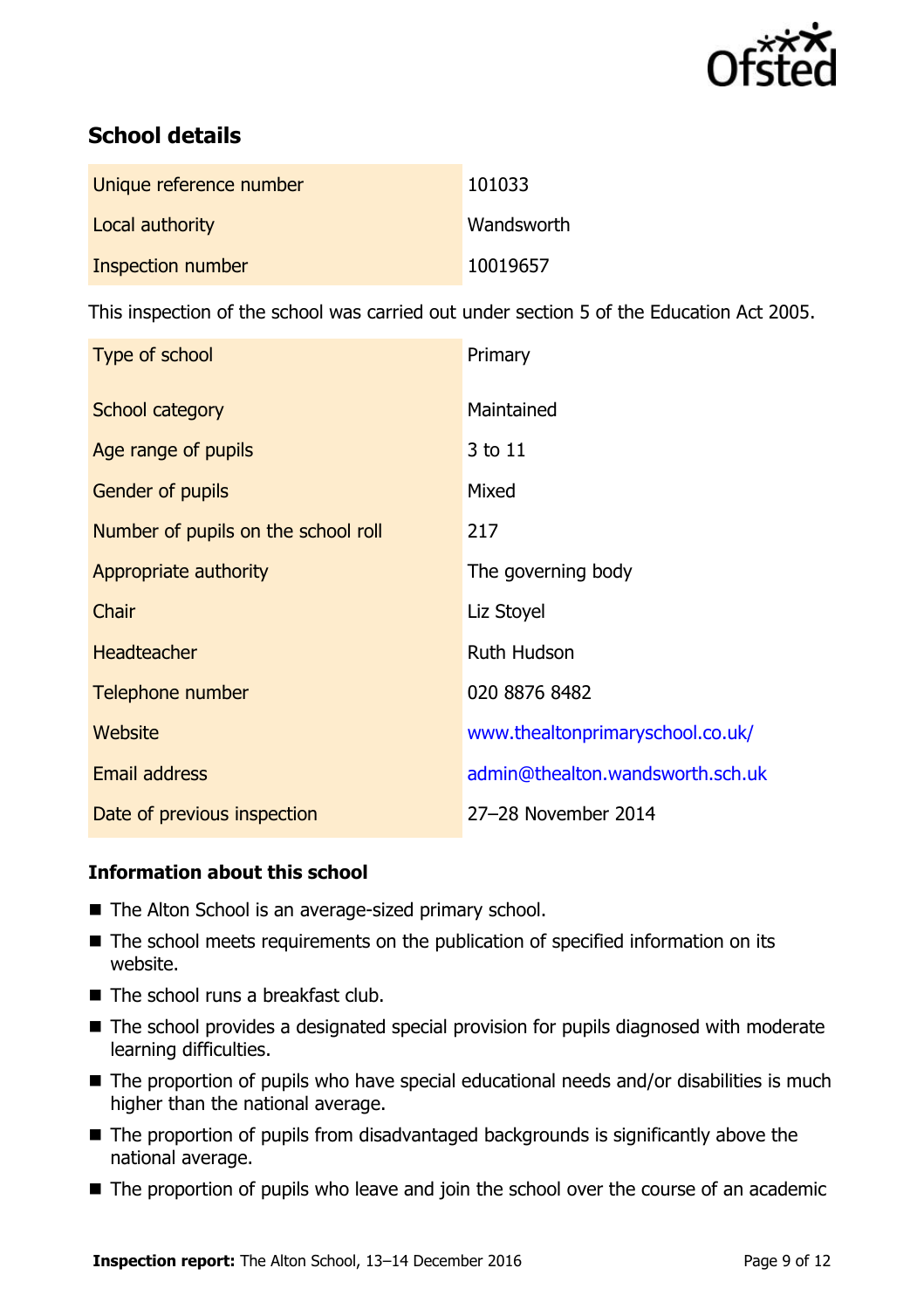## School details

| | |
|---|---|
| Unique reference number | 101033 |
| Local authority | Wandsworth |
| Inspection number | 10019657 |

This inspection of the school was carried out under section 5 of the Education Act 2005.

| | |
|---|---|
| Type of school | Primary |
| School category | Maintained |
| Age range of pupils | 3 to 11 |
| Gender of pupils | Mixed |
| Number of pupils on the school roll | 217 |
| Appropriate authority | The governing body |
| Chair | Liz Stoyel |
| Headteacher | Ruth Hudson |
| Telephone number | 020 8876 8482 |
| Website | www.thealtonprimaryschool.co.uk/ |
| Email address | admin@thealton.wandsworth.sch.uk |
| Date of previous inspection | 27–28 November 2014 |

### Information about this school

- The Alton School is an average-sized primary school.
- The school meets requirements on the publication of specified information on its website.
- The school runs a breakfast club.
- The school provides a designated special provision for pupils diagnosed with moderate learning difficulties.
- The proportion of pupils who have special educational needs and/or disabilities is much higher than the national average.
- The proportion of pupils from disadvantaged backgrounds is significantly above the national average.
- The proportion of pupils who leave and join the school over the course of an academic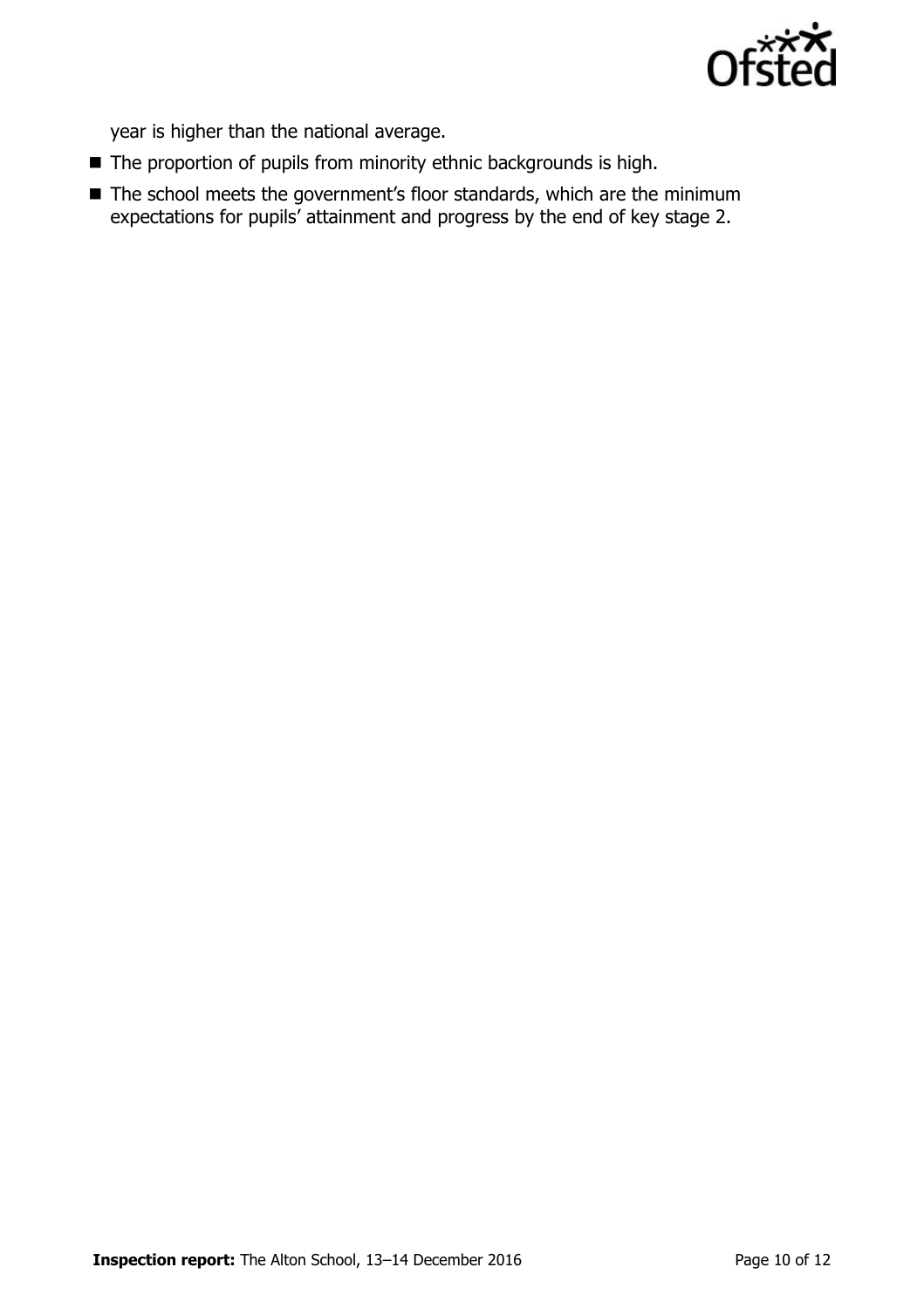year is higher than the national average.

- The proportion of pupils from minority ethnic backgrounds is high.
- The school meets the government's floor standards, which are the minimum expectations for pupils' attainment and progress by the end of key stage 2.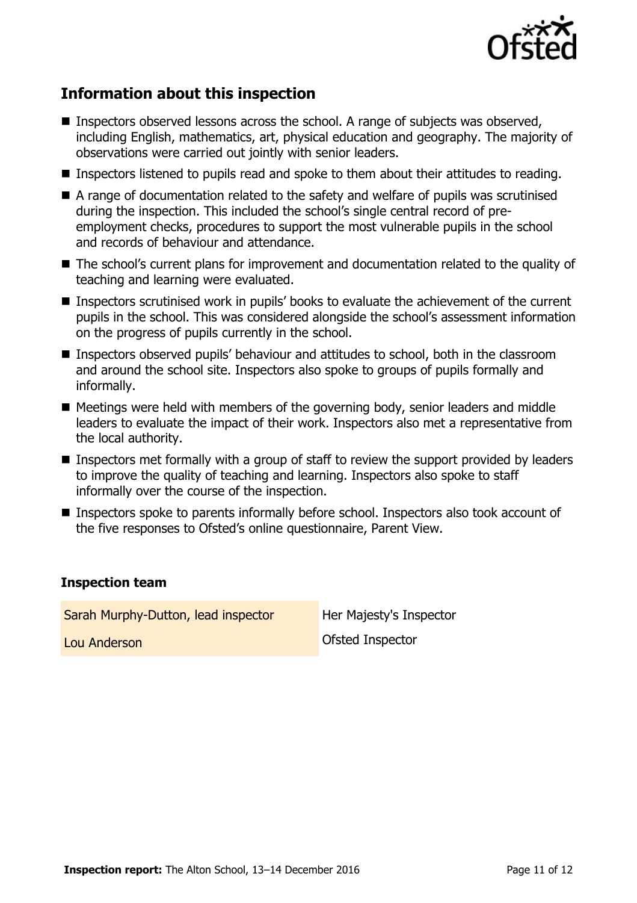## Information about this inspection

- Inspectors observed lessons across the school. A range of subjects was observed, including English, mathematics, art, physical education and geography. The majority of observations were carried out jointly with senior leaders.
- Inspectors listened to pupils read and spoke to them about their attitudes to reading.
- A range of documentation related to the safety and welfare of pupils was scrutinised during the inspection. This included the school's single central record of pre-employment checks, procedures to support the most vulnerable pupils in the school and records of behaviour and attendance.
- The school's current plans for improvement and documentation related to the quality of teaching and learning were evaluated.
- Inspectors scrutinised work in pupils' books to evaluate the achievement of the current pupils in the school. This was considered alongside the school's assessment information on the progress of pupils currently in the school.
- Inspectors observed pupils' behaviour and attitudes to school, both in the classroom and around the school site. Inspectors also spoke to groups of pupils formally and informally.
- Meetings were held with members of the governing body, senior leaders and middle leaders to evaluate the impact of their work. Inspectors also met a representative from the local authority.
- Inspectors met formally with a group of staff to review the support provided by leaders to improve the quality of teaching and learning. Inspectors also spoke to staff informally over the course of the inspection.
- Inspectors spoke to parents informally before school. Inspectors also took account of the five responses to Ofsted's online questionnaire, Parent View.

### Inspection team

| | |
|---|---|
| Sarah Murphy-Dutton, lead inspector | Her Majesty's Inspector |
| Lou Anderson | Ofsted Inspector |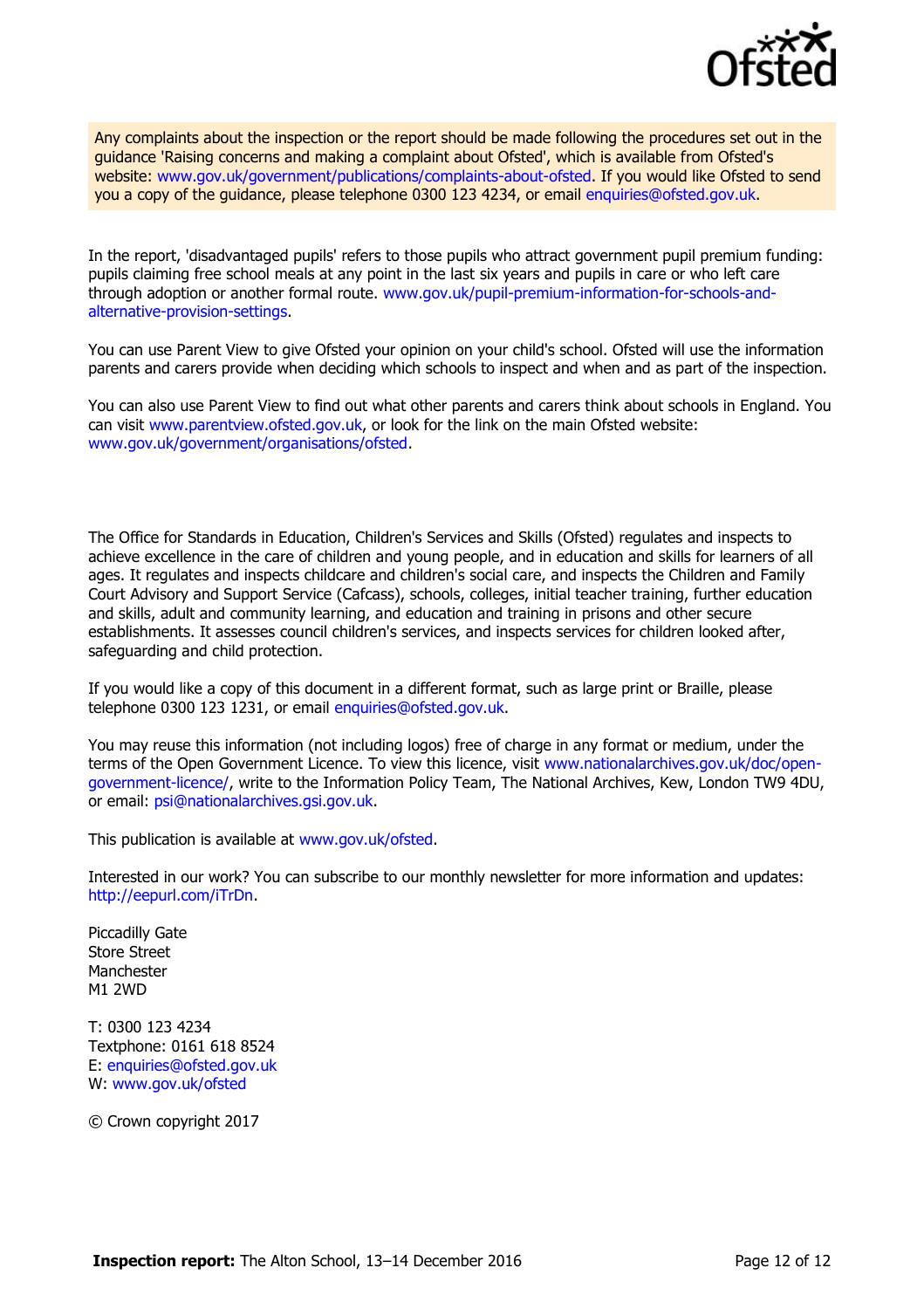Any complaints about the inspection or the report should be made following the procedures set out in the guidance 'Raising concerns and making a complaint about Ofsted', which is available from Ofsted's website: www.gov.uk/government/publications/complaints-about-ofsted. If you would like Ofsted to send you a copy of the guidance, please telephone 0300 123 4234, or email enquiries@ofsted.gov.uk.

In the report, 'disadvantaged pupils' refers to those pupils who attract government pupil premium funding: pupils claiming free school meals at any point in the last six years and pupils in care or who left care through adoption or another formal route. www.gov.uk/pupil-premium-information-for-schools-and-alternative-provision-settings.

You can use Parent View to give Ofsted your opinion on your child's school. Ofsted will use the information parents and carers provide when deciding which schools to inspect and when and as part of the inspection.

You can also use Parent View to find out what other parents and carers think about schools in England. You can visit www.parentview.ofsted.gov.uk, or look for the link on the main Ofsted website: www.gov.uk/government/organisations/ofsted.

The Office for Standards in Education, Children's Services and Skills (Ofsted) regulates and inspects to achieve excellence in the care of children and young people, and in education and skills for learners of all ages. It regulates and inspects childcare and children's social care, and inspects the Children and Family Court Advisory and Support Service (Cafcass), schools, colleges, initial teacher training, further education and skills, adult and community learning, and education and training in prisons and other secure establishments. It assesses council children's services, and inspects services for children looked after, safeguarding and child protection.

If you would like a copy of this document in a different format, such as large print or Braille, please telephone 0300 123 1231, or email enquiries@ofsted.gov.uk.

You may reuse this information (not including logos) free of charge in any format or medium, under the terms of the Open Government Licence. To view this licence, visit www.nationalarchives.gov.uk/doc/open-government-licence/, write to the Information Policy Team, The National Archives, Kew, London TW9 4DU, or email: psi@nationalarchives.gsi.gov.uk.

This publication is available at www.gov.uk/ofsted.

Interested in our work? You can subscribe to our monthly newsletter for more information and updates: http://eepurl.com/iTrDn.

Piccadilly Gate
Store Street
Manchester
M1 2WD

T: 0300 123 4234
Textphone: 0161 618 8524
E: enquiries@ofsted.gov.uk
W: www.gov.uk/ofsted

© Crown copyright 2017